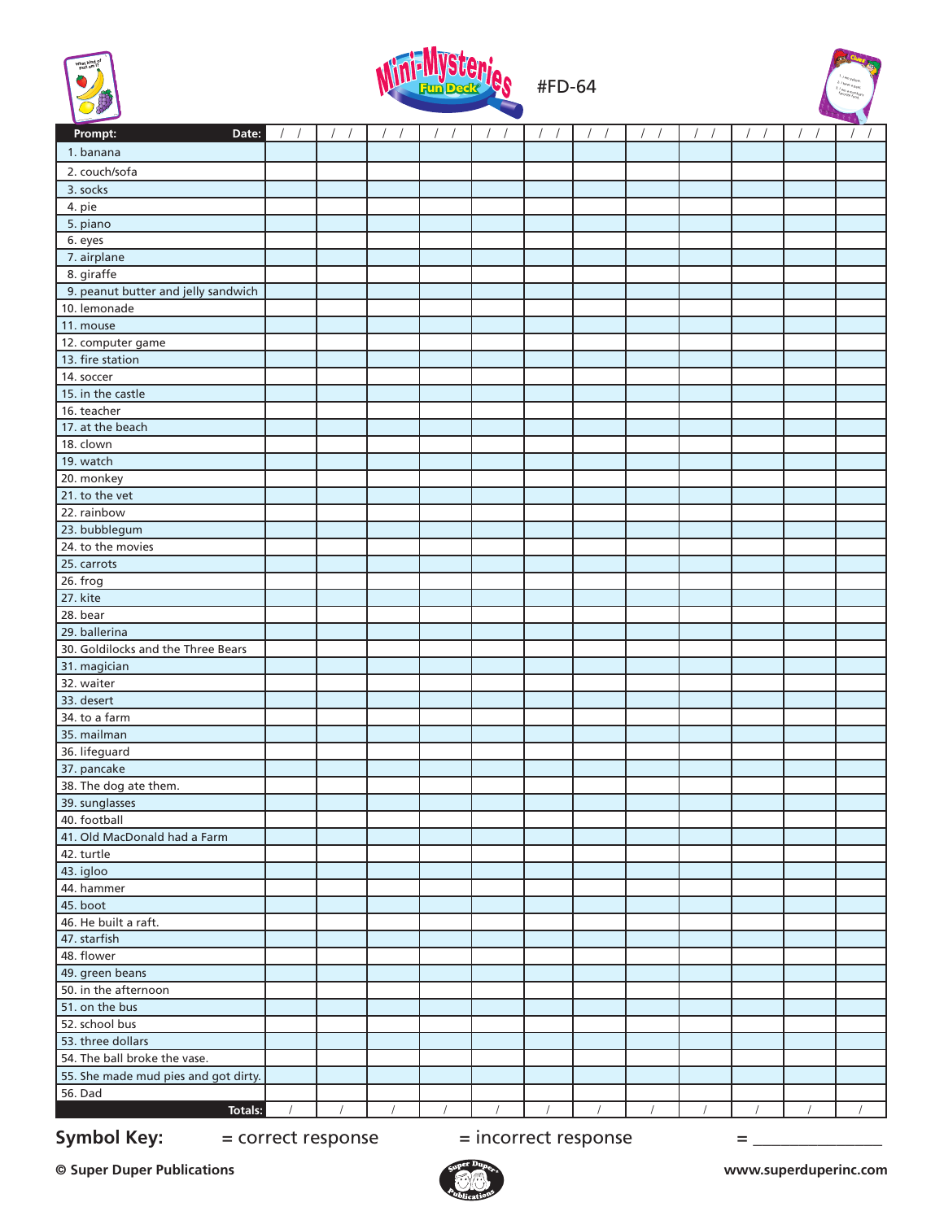# Mini-Mysteries Fun Deck #FD-64

| Prompt: | Date: / / | / / | / / | / / | / / | / / | / / | / / | / / | / / | / / | / / |
|---|---|---|---|---|---|---|---|---|---|---|---|---|
| 1. banana | | | | | | | | | | | | |
| 2. couch/sofa | | | | | | | | | | | | |
| 3. socks | | | | | | | | | | | | |
| 4. pie | | | | | | | | | | | | |
| 5. piano | | | | | | | | | | | | |
| 6. eyes | | | | | | | | | | | | |
| 7. airplane | | | | | | | | | | | | |
| 8. giraffe | | | | | | | | | | | | |
| 9. peanut butter and jelly sandwich | | | | | | | | | | | | |
| 10. lemonade | | | | | | | | | | | | |
| 11. mouse | | | | | | | | | | | | |
| 12. computer game | | | | | | | | | | | | |
| 13. fire station | | | | | | | | | | | | |
| 14. soccer | | | | | | | | | | | | |
| 15. in the castle | | | | | | | | | | | | |
| 16. teacher | | | | | | | | | | | | |
| 17. at the beach | | | | | | | | | | | | |
| 18. clown | | | | | | | | | | | | |
| 19. watch | | | | | | | | | | | | |
| 20. monkey | | | | | | | | | | | | |
| 21. to the vet | | | | | | | | | | | | |
| 22. rainbow | | | | | | | | | | | | |
| 23. bubblegum | | | | | | | | | | | | |
| 24. to the movies | | | | | | | | | | | | |
| 25. carrots | | | | | | | | | | | | |
| 26. frog | | | | | | | | | | | | |
| 27. kite | | | | | | | | | | | | |
| 28. bear | | | | | | | | | | | | |
| 29. ballerina | | | | | | | | | | | | |
| 30. Goldilocks and the Three Bears | | | | | | | | | | | | |
| 31. magician | | | | | | | | | | | | |
| 32. waiter | | | | | | | | | | | | |
| 33. desert | | | | | | | | | | | | |
| 34. to a farm | | | | | | | | | | | | |
| 35. mailman | | | | | | | | | | | | |
| 36. lifeguard | | | | | | | | | | | | |
| 37. pancake | | | | | | | | | | | | |
| 38. The dog ate them. | | | | | | | | | | | | |
| 39. sunglasses | | | | | | | | | | | | |
| 40. football | | | | | | | | | | | | |
| 41. Old MacDonald had a Farm | | | | | | | | | | | | |
| 42. turtle | | | | | | | | | | | | |
| 43. igloo | | | | | | | | | | | | |
| 44. hammer | | | | | | | | | | | | |
| 45. boot | | | | | | | | | | | | |
| 46. He built a raft. | | | | | | | | | | | | |
| 47. starfish | | | | | | | | | | | | |
| 48. flower | | | | | | | | | | | | |
| 49. green beans | | | | | | | | | | | | |
| 50. in the afternoon | | | | | | | | | | | | |
| 51. on the bus | | | | | | | | | | | | |
| 52. school bus | | | | | | | | | | | | |
| 53. three dollars | | | | | | | | | | | | |
| 54. The ball broke the vase. | | | | | | | | | | | | |
| 55. She made mud pies and got dirty. | | | | | | | | | | | | |
| 56. Dad | | | | | | | | | | | | |
| Totals: | / | / | / | / | / | / | / | / | / | / | / | / |

**Symbol Key:** = correct response = incorrect response = _______________

**© Super Duper Publications** **www.superduperinc.com**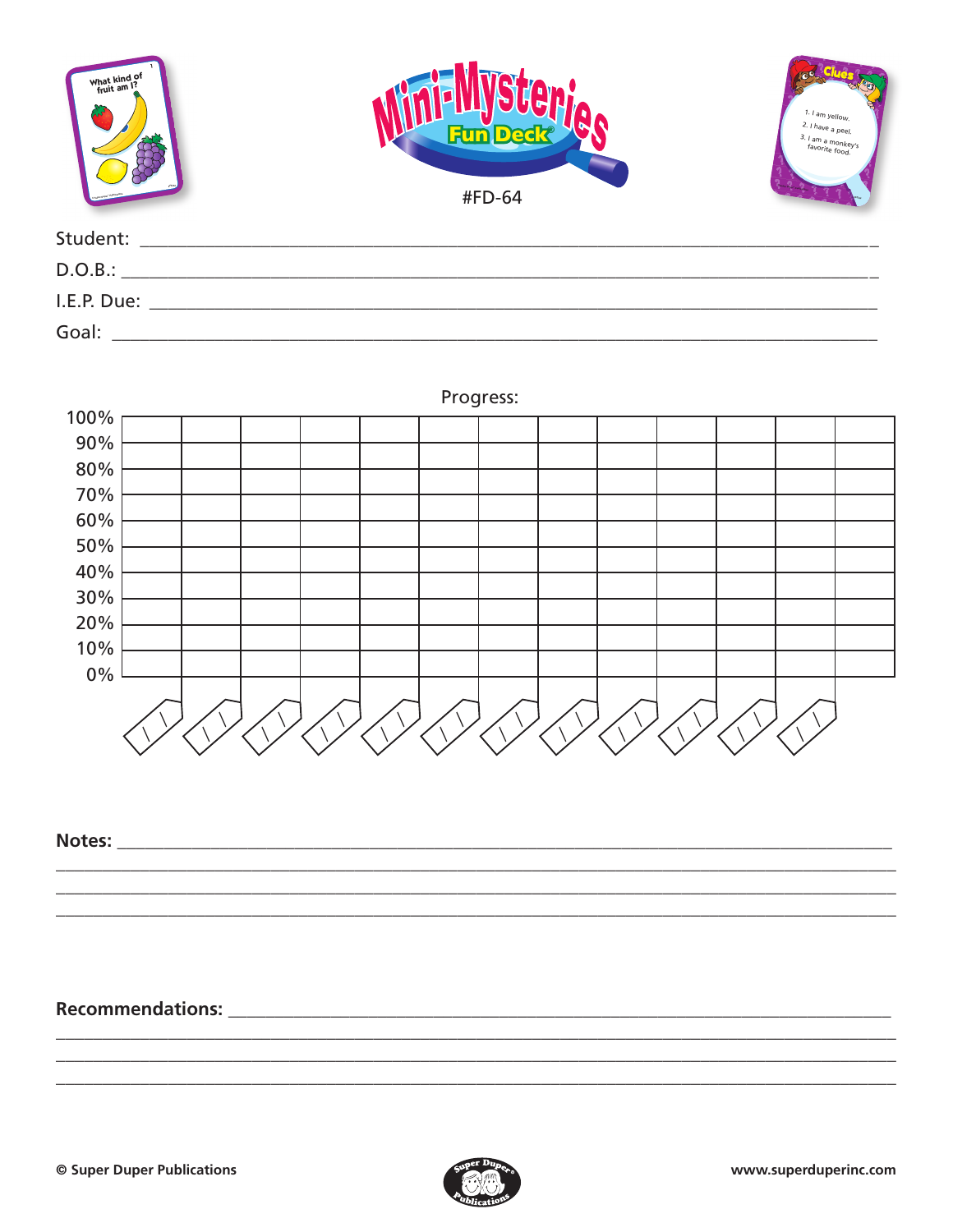# Mini-Mysteries Fun Deck®

#FD-64

Student: ___

D.O.B.: ___

I.E.P. Due: ___

Goal: ___

Progress:

100%
90%
80%
70%
60%
50%
40%
30%
20%
10%
0%

**Notes:** ___

**Recommendations:** ___

© Super Duper Publications

www.superduperinc.com